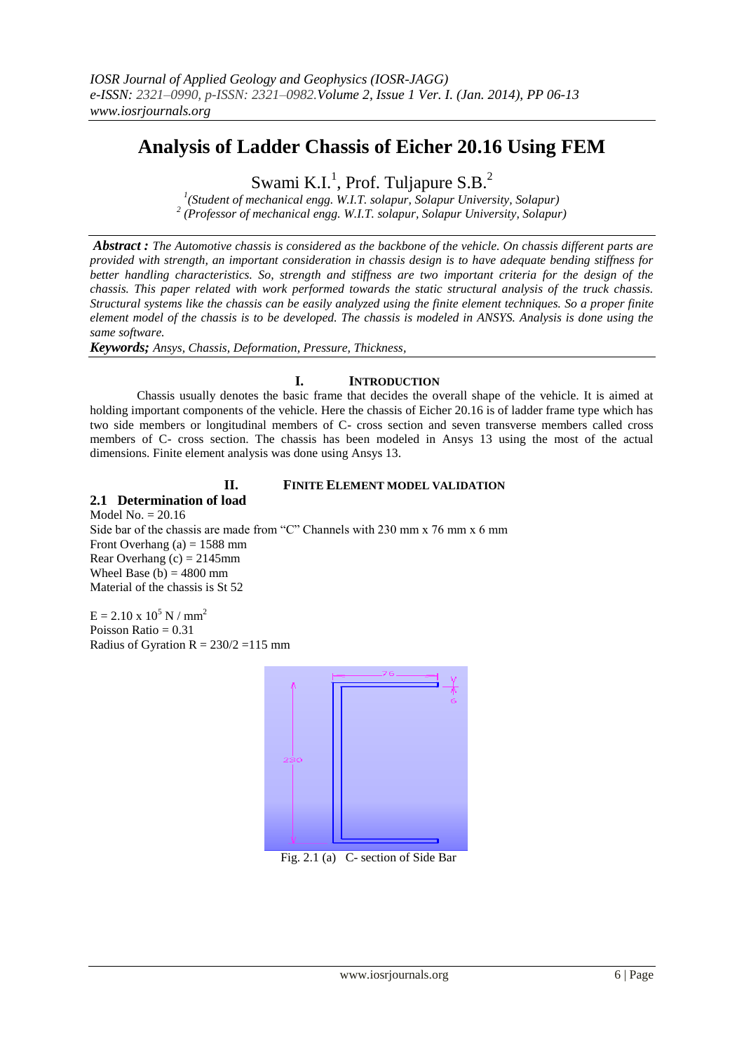# Analysis of Ladder Chassis of Eicher 20.16 Using FEM

Swami K.I.[1], Prof. Tuljapure S.B.[2]

[1](Student of mechanical engg. W.I.T. solapur, Solapur University, Solapur)
[2] (Professor of mechanical engg. W.I.T. solapur, Solapur University, Solapur)

***Abstract :*** *The Automotive chassis is considered as the backbone of the vehicle. On chassis different parts are provided with strength, an important consideration in chassis design is to have adequate bending stiffness for better handling characteristics. So, strength and stiffness are two important criteria for the design of the chassis. This paper related with work performed towards the static structural analysis of the truck chassis. Structural systems like the chassis can be easily analyzed using the finite element techniques. So a proper finite element model of the chassis is to be developed. The chassis is modeled in ANSYS. Analysis is done using the same software.*

***Keywords;*** *Ansys, Chassis, Deformation, Pressure, Thickness,*

## I. INTRODUCTION

Chassis usually denotes the basic frame that decides the overall shape of the vehicle. It is aimed at holding important components of the vehicle. Here the chassis of Eicher 20.16 is of ladder frame type which has two side members or longitudinal members of C- cross section and seven transverse members called cross members of C- cross section. The chassis has been modeled in Ansys 13 using the most of the actual dimensions. Finite element analysis was done using Ansys 13.

## II. FINITE ELEMENT MODEL VALIDATION

### 2.1 Determination of load

Model No. = 20.16
Side bar of the chassis are made from "C" Channels with 230 mm x 76 mm x 6 mm
Front Overhang (a) = 1588 mm
Rear Overhang (c) = 2145mm
Wheel Base (b) = 4800 mm
Material of the chassis is St 52

$E = 2.10 \times 10^5 \text{ N / mm}^2$
Poisson Ratio = 0.31
Radius of Gyration R = 230/2 =115 mm

Fig. 2.1 (a) C- section of Side Bar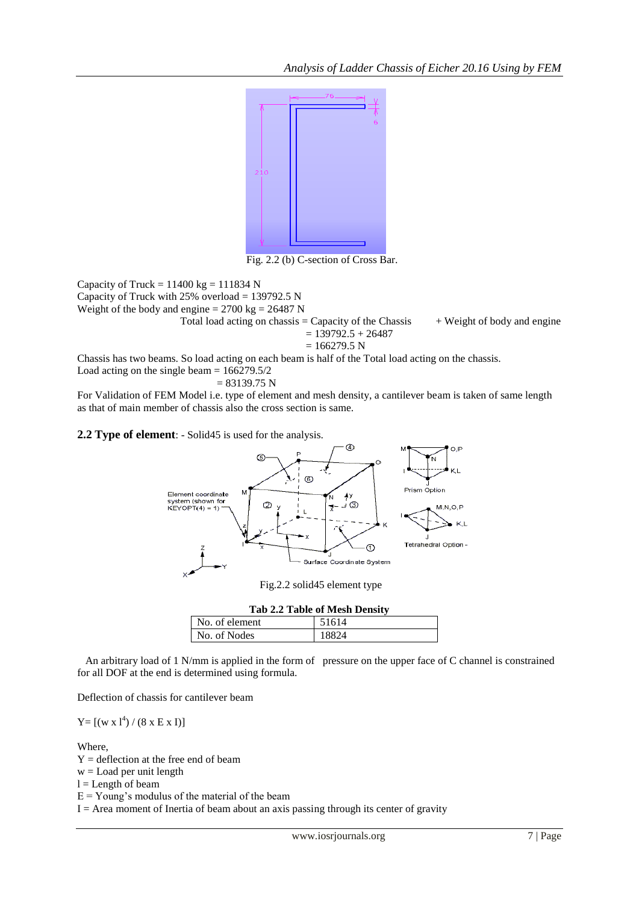Fig. 2.2 (b) C-section of Cross Bar.

Capacity of Truck = 11400 kg = 111834 N
Capacity of Truck with 25% overload = 139792.5 N
Weight of the body and engine = 2700 kg = 26487 N

Total load acting on chassis = Capacity of the Chassis + Weight of body and engine
= 139792.5 + 26487
= 166279.5 N

Chassis has two beams. So load acting on each beam is half of the Total load acting on the chassis.
Load acting on the single beam = 166279.5/2
= 83139.75 N

For Validation of FEM Model i.e. type of element and mesh density, a cantilever beam is taken of same length as that of main member of chassis also the cross section is same.

**2.2 Type of element**: - Solid45 is used for the analysis.

Fig.2.2 solid45 element type

**Tab 2.2 Table of Mesh Density**

| No. of element | 51614 |
|---|---|
| No. of Nodes | 18824 |

An arbitrary load of 1 N/mm is applied in the form of pressure on the upper face of C channel is constrained for all DOF at the end is determined using formula.

Deflection of chassis for cantilever beam

$$Y = [(w \times l^4) / (8 \times E \times I)]$$

Where,
Y = deflection at the free end of beam
w = Load per unit length
l = Length of beam
E = Young's modulus of the material of the beam
I = Area moment of Inertia of beam about an axis passing through its center of gravity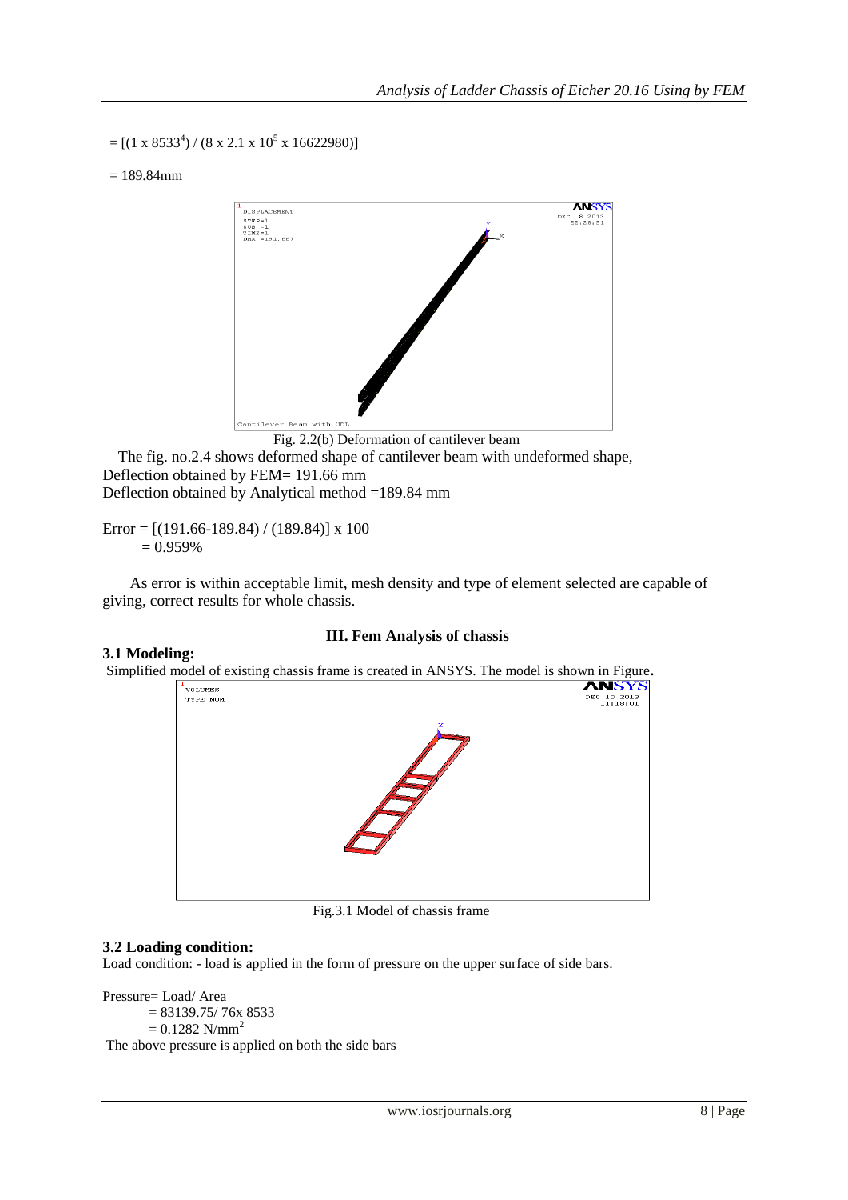$= [(1 \times 8533^4) / (8 \times 2.1 \times 10^5 \times 16622980)]$

$= 189.84$mm

Fig. 2.2(b) Deformation of cantilever beam

The fig. no.2.4 shows deformed shape of cantilever beam with undeformed shape,
Deflection obtained by FEM= 191.66 mm
Deflection obtained by Analytical method =189.84 mm

Error $= [(191.66-189.84) / (189.84)] \times 100$
$= 0.959\%$

As error is within acceptable limit, mesh density and type of element selected are capable of giving, correct results for whole chassis.

## III. Fem Analysis of chassis

### 3.1 Modeling:

Simplified model of existing chassis frame is created in ANSYS. The model is shown in Figure.

Fig.3.1 Model of chassis frame

### 3.2 Loading condition:

Load condition: - load is applied in the form of pressure on the upper surface of side bars.

Pressure= Load/ Area
$= 83139.75/ 76 \times 8533$
$= 0.1282$ N/mm$^2$

The above pressure is applied on both the side bars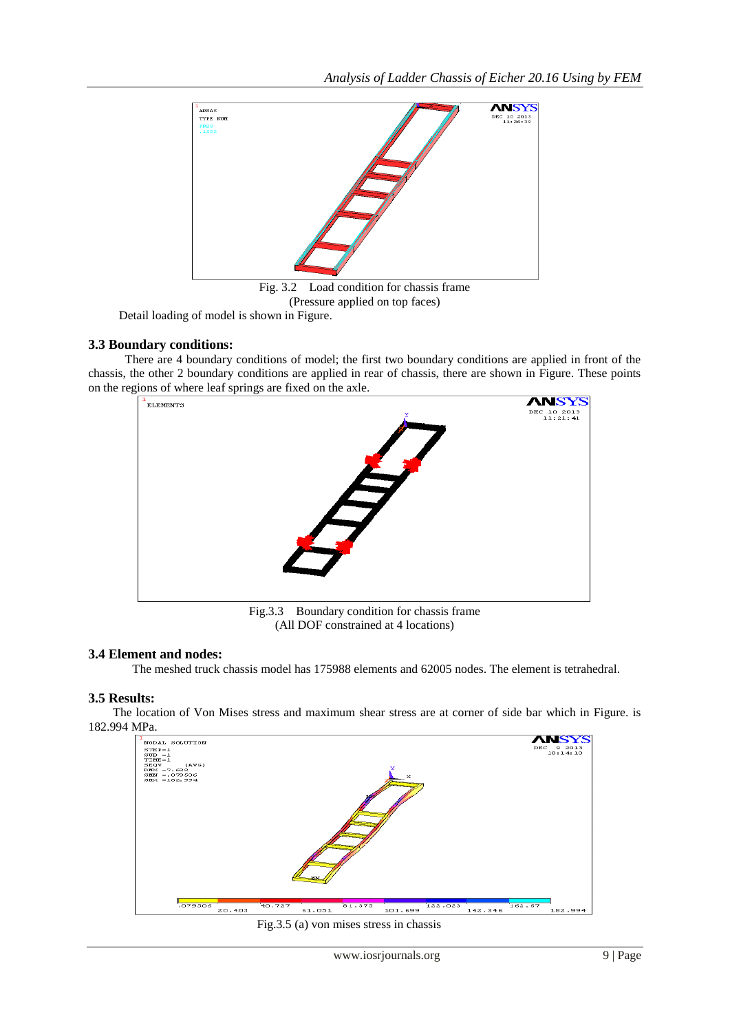Fig. 3.2 Load condition for chassis frame
(Pressure applied on top faces)

Detail loading of model is shown in Figure.

### 3.3 Boundary conditions:

There are 4 boundary conditions of model; the first two boundary conditions are applied in front of the chassis, the other 2 boundary conditions are applied in rear of chassis, there are shown in Figure. These points on the regions of where leaf springs are fixed on the axle.

Fig.3.3 Boundary condition for chassis frame
(All DOF constrained at 4 locations)

### 3.4 Element and nodes:

The meshed truck chassis model has 175988 elements and 62005 nodes. The element is tetrahedral.

### 3.5 Results:

The location of Von Mises stress and maximum shear stress are at corner of side bar which in Figure. is 182.994 MPa.

Fig.3.5 (a) von mises stress in chassis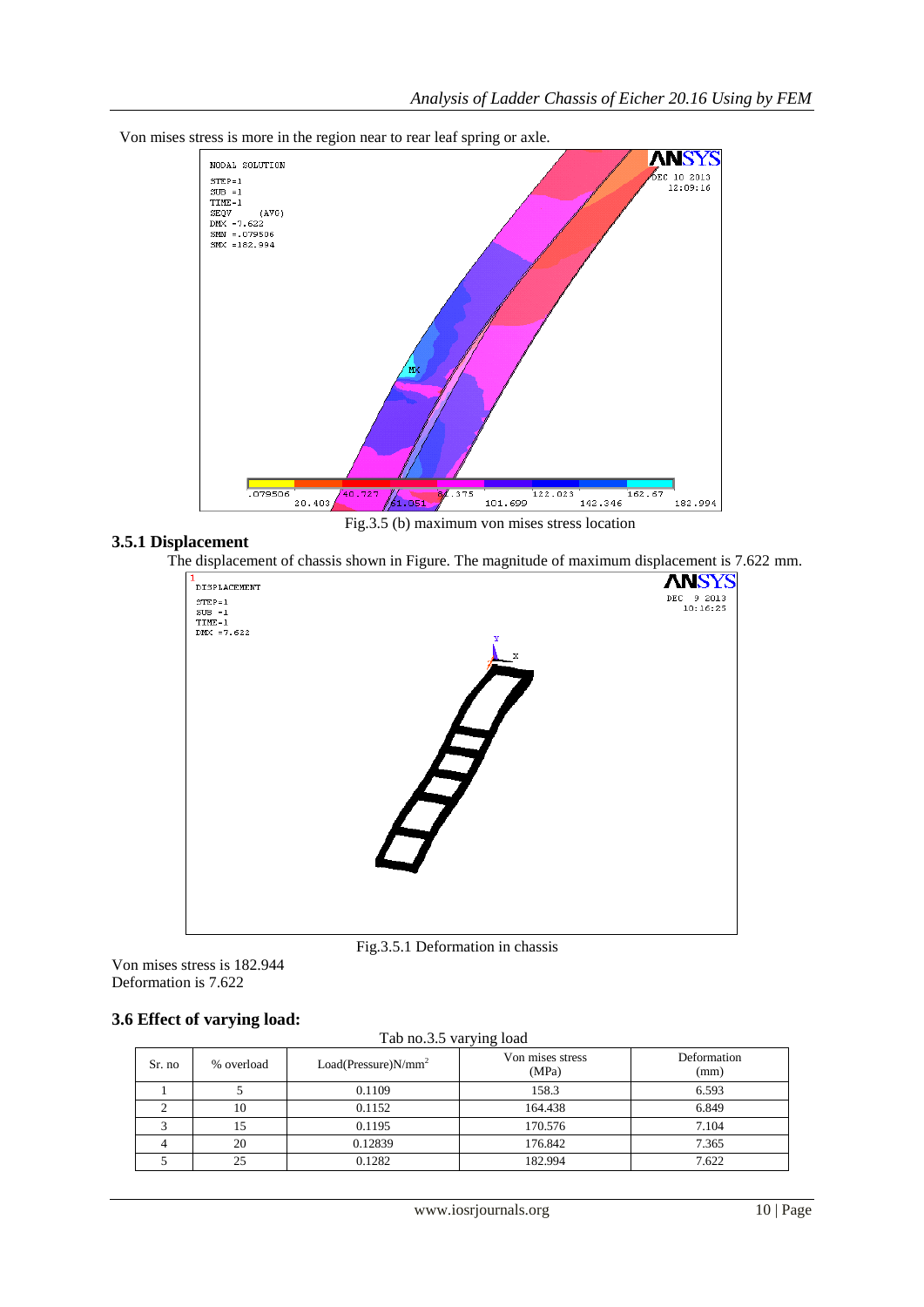Von mises stress is more in the region near to rear leaf spring or axle.

Fig.3.5 (b) maximum von mises stress location

### 3.5.1 Displacement

The displacement of chassis shown in Figure. The magnitude of maximum displacement is 7.622 mm.

Fig.3.5.1 Deformation in chassis

Von mises stress is 182.944
Deformation is 7.622

## 3.6 Effect of varying load:

Tab no.3.5 varying load

| Sr. no | % overload | Load(Pressure)N/mm$^2$ | Von mises stress (MPa) | Deformation (mm) |
|---|---|---|---|---|
| 1 | 5 | 0.1109 | 158.3 | 6.593 |
| 2 | 10 | 0.1152 | 164.438 | 6.849 |
| 3 | 15 | 0.1195 | 170.576 | 7.104 |
| 4 | 20 | 0.12839 | 176.842 | 7.365 |
| 5 | 25 | 0.1282 | 182.994 | 7.622 |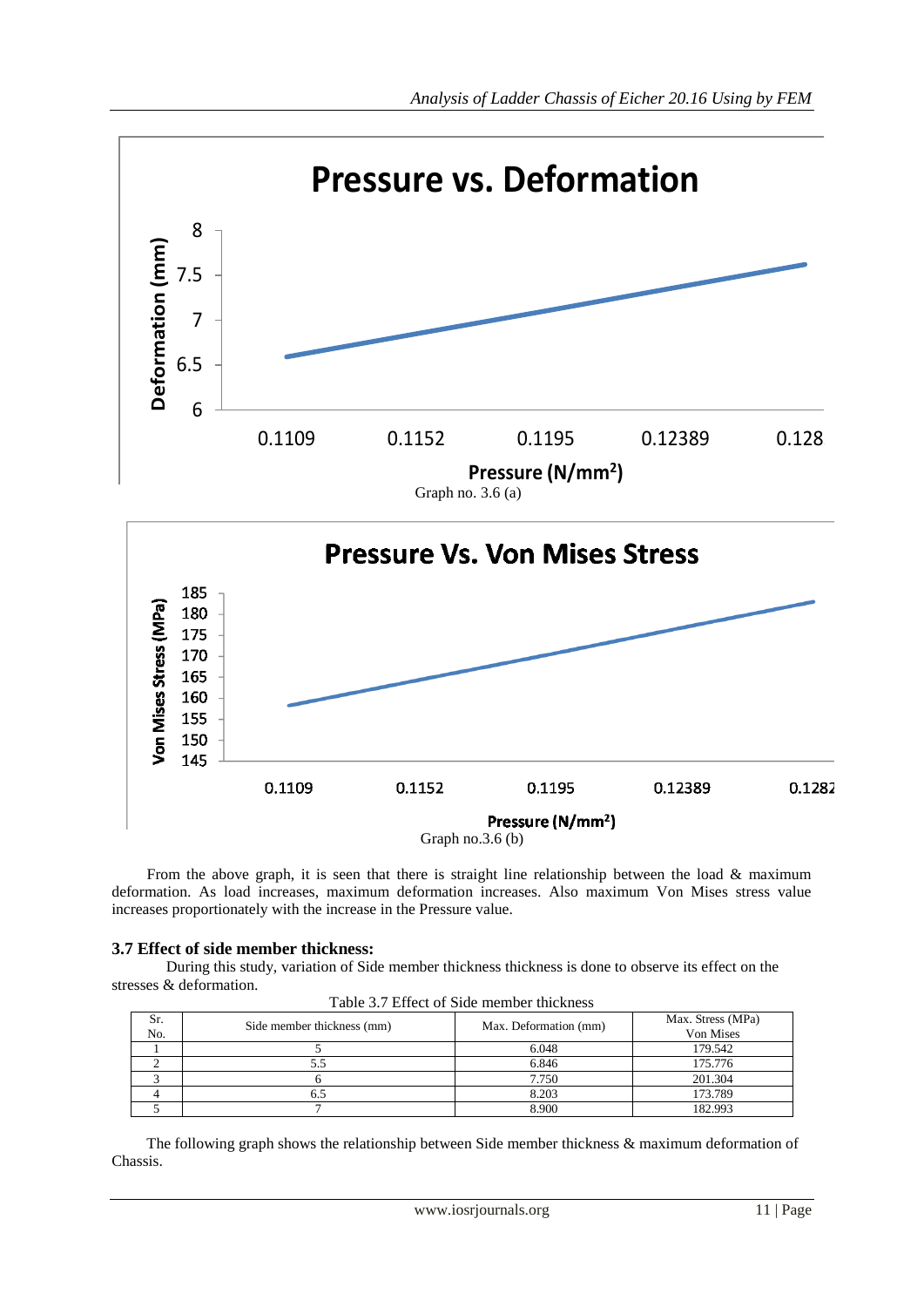Graph no. 3.6 (a)

Graph no.3.6 (b)

From the above graph, it is seen that there is straight line relationship between the load & maximum deformation. As load increases, maximum deformation increases. Also maximum Von Mises stress value increases proportionately with the increase in the Pressure value.

### 3.7 Effect of side member thickness:

During this study, variation of Side member thickness thickness is done to observe its effect on the stresses & deformation.

Table 3.7 Effect of Side member thickness

| Sr. No. | Side member thickness (mm) | Max. Deformation (mm) | Max. Stress (MPa) Von Mises |
|---|---|---|---|
| 1 | 5 | 6.048 | 179.542 |
| 2 | 5.5 | 6.846 | 175.776 |
| 3 | 6 | 7.750 | 201.304 |
| 4 | 6.5 | 8.203 | 173.789 |
| 5 | 7 | 8.900 | 182.993 |

The following graph shows the relationship between Side member thickness & maximum deformation of Chassis.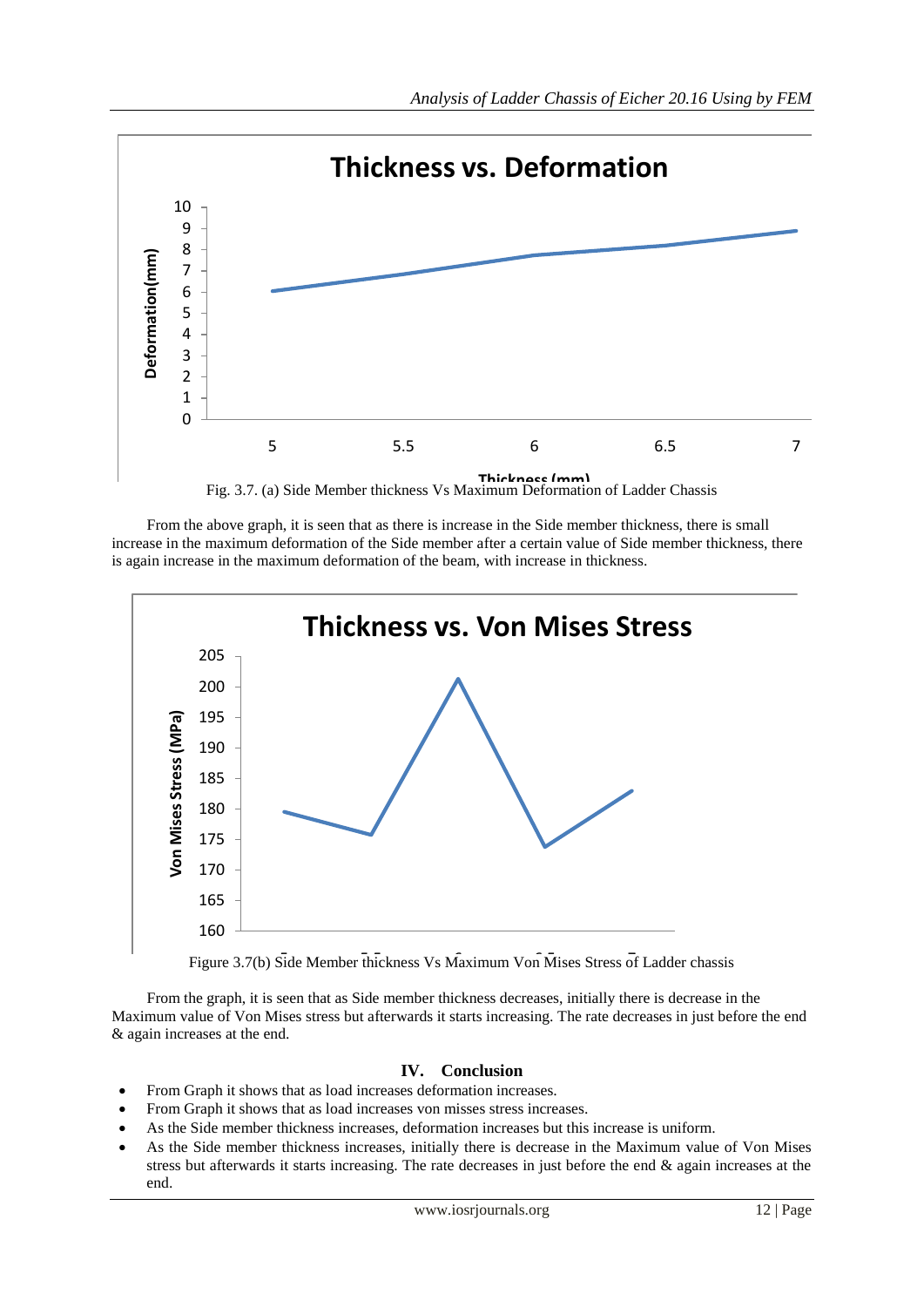Fig. 3.7. (a) Side Member thickness Vs Maximum Deformation of Ladder Chassis

From the above graph, it is seen that as there is increase in the Side member thickness, there is small increase in the maximum deformation of the Side member after a certain value of Side member thickness, there is again increase in the maximum deformation of the beam, with increase in thickness.

Figure 3.7(b) Side Member thickness Vs Maximum Von Mises Stress of Ladder chassis

From the graph, it is seen that as Side member thickness decreases, initially there is decrease in the Maximum value of Von Mises stress but afterwards it starts increasing. The rate decreases in just before the end & again increases at the end.

## IV. Conclusion

- From Graph it shows that as load increases deformation increases.
- From Graph it shows that as load increases von misses stress increases.
- As the Side member thickness increases, deformation increases but this increase is uniform.
- As the Side member thickness increases, initially there is decrease in the Maximum value of Von Mises stress but afterwards it starts increasing. The rate decreases in just before the end & again increases at the end.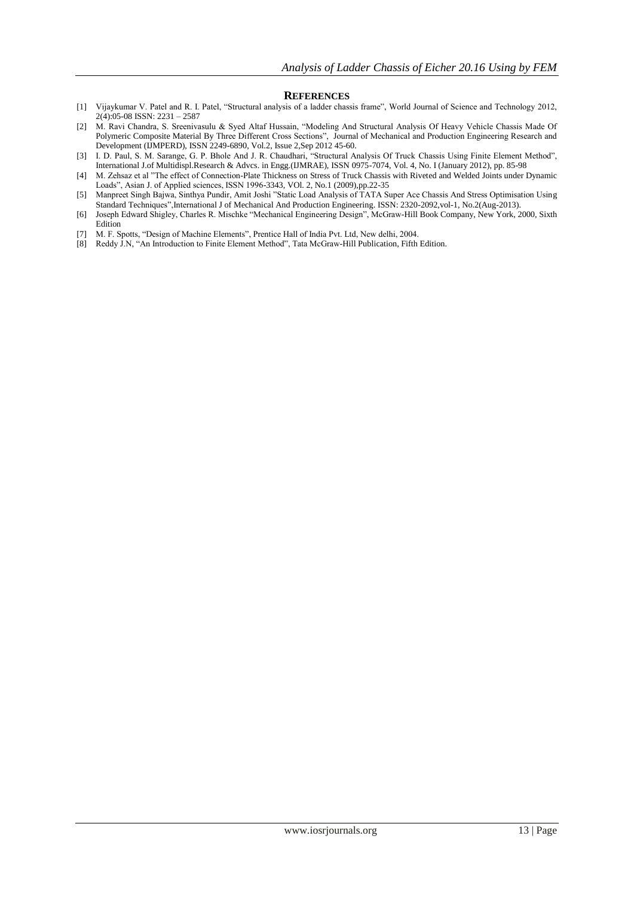## REFERENCES

[1] Vijaykumar V. Patel and R. I. Patel, "Structural analysis of a ladder chassis frame", World Journal of Science and Technology 2012, 2(4):05-08 ISSN: 2231 – 2587

[2] M. Ravi Chandra, S. Sreenivasulu & Syed Altaf Hussain, "Modeling And Structural Analysis Of Heavy Vehicle Chassis Made Of Polymeric Composite Material By Three Different Cross Sections", Journal of Mechanical and Production Engineering Research and Development (IJMPERD), ISSN 2249-6890, Vol.2, Issue 2,Sep 2012 45-60.

[3] I. D. Paul, S. M. Sarange, G. P. Bhole And J. R. Chaudhari, "Structural Analysis Of Truck Chassis Using Finite Element Method", International J.of Multidispl.Research & Advcs. in Engg.(IJMRAE), ISSN 0975-7074, Vol. 4, No. I (January 2012), pp. 85-98

[4] M. Zehsaz et al "The effect of Connection-Plate Thickness on Stress of Truck Chassis with Riveted and Welded Joints under Dynamic Loads", Asian J. of Applied sciences, ISSN 1996-3343, VOl. 2, No.1 (2009),pp.22-35

[5] Manpreet Singh Bajwa, Sinthya Pundir, Amit Joshi "Static Load Analysis of TATA Super Ace Chassis And Stress Optimisation Using Standard Techniques",International J of Mechanical And Production Engineering. ISSN: 2320-2092,vol-1, No.2(Aug-2013).

[6] Joseph Edward Shigley, Charles R. Mischke "Mechanical Engineering Design", McGraw-Hill Book Company, New York, 2000, Sixth Edition

[7] M. F. Spotts, "Design of Machine Elements", Prentice Hall of India Pvt. Ltd, New delhi, 2004.

[8] Reddy J.N, "An Introduction to Finite Element Method", Tata McGraw-Hill Publication, Fifth Edition.